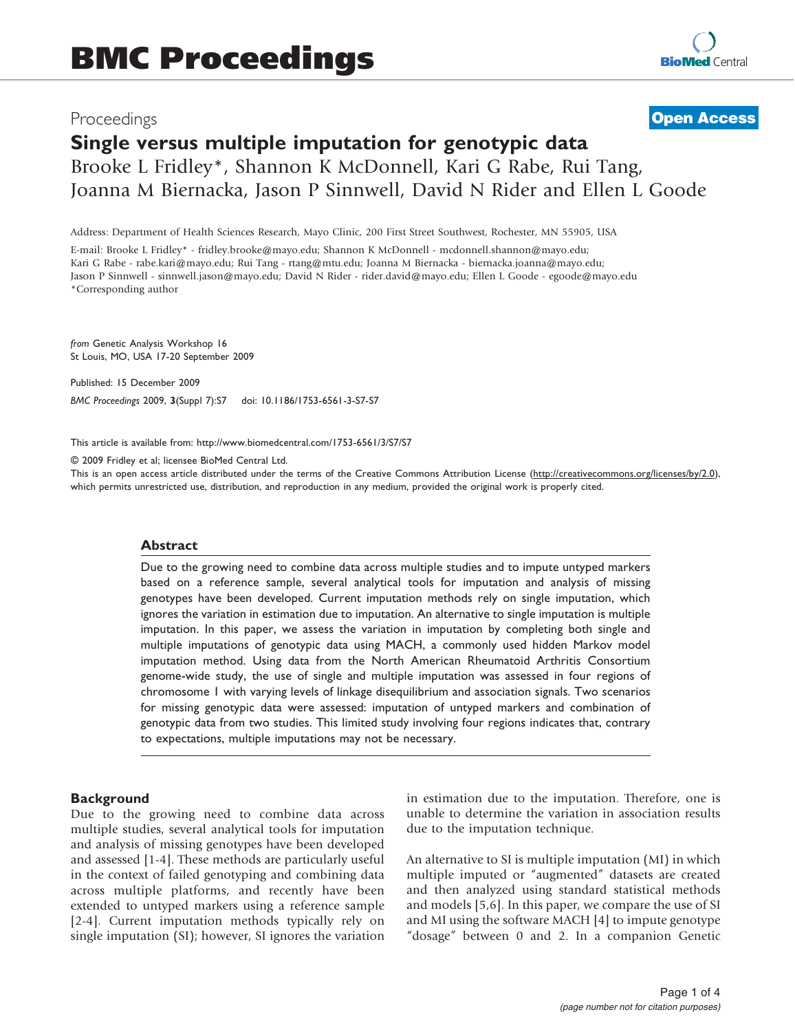# BMC Proceedings

Proceedings

**Open Access**

# Single versus multiple imputation for genotypic data

Brooke L Fridley*, Shannon K McDonnell, Kari G Rabe, Rui Tang, Joanna M Biernacka, Jason P Sinnwell, David N Rider and Ellen L Goode

Address: Department of Health Sciences Research, Mayo Clinic, 200 First Street Southwest, Rochester, MN 55905, USA

E-mail: Brooke L Fridley* - fridley.brooke@mayo.edu; Shannon K McDonnell - mcdonnell.shannon@mayo.edu; Kari G Rabe - rabe.kari@mayo.edu; Rui Tang - rtang@mtu.edu; Joanna M Biernacka - biernacka.joanna@mayo.edu; Jason P Sinnwell - sinnwell.jason@mayo.edu; David N Rider - rider.david@mayo.edu; Ellen L Goode - egoode@mayo.edu
*Corresponding author

*from* Genetic Analysis Workshop 16
St Louis, MO, USA 17-20 September 2009

Published: 15 December 2009

*BMC Proceedings* 2009, **3**(Suppl 7):S7 doi: 10.1186/1753-6561-3-S7-S7

This article is available from: http://www.biomedcentral.com/1753-6561/3/S7/S7

© 2009 Fridley et al; licensee BioMed Central Ltd.
This is an open access article distributed under the terms of the Creative Commons Attribution License (http://creativecommons.org/licenses/by/2.0), which permits unrestricted use, distribution, and reproduction in any medium, provided the original work is properly cited.

## Abstract

Due to the growing need to combine data across multiple studies and to impute untyped markers based on a reference sample, several analytical tools for imputation and analysis of missing genotypes have been developed. Current imputation methods rely on single imputation, which ignores the variation in estimation due to imputation. An alternative to single imputation is multiple imputation. In this paper, we assess the variation in imputation by completing both single and multiple imputations of genotypic data using MACH, a commonly used hidden Markov model imputation method. Using data from the North American Rheumatoid Arthritis Consortium genome-wide study, the use of single and multiple imputation was assessed in four regions of chromosome 1 with varying levels of linkage disequilibrium and association signals. Two scenarios for missing genotypic data were assessed: imputation of untyped markers and combination of genotypic data from two studies. This limited study involving four regions indicates that, contrary to expectations, multiple imputations may not be necessary.

## Background

Due to the growing need to combine data across multiple studies, several analytical tools for imputation and analysis of missing genotypes have been developed and assessed [1-4]. These methods are particularly useful in the context of failed genotyping and combining data across multiple platforms, and recently have been extended to untyped markers using a reference sample [2-4]. Current imputation methods typically rely on single imputation (SI); however, SI ignores the variation in estimation due to the imputation. Therefore, one is unable to determine the variation in association results due to the imputation technique.

An alternative to SI is multiple imputation (MI) in which multiple imputed or "augmented" datasets are created and then analyzed using standard statistical methods and models [5,6]. In this paper, we compare the use of SI and MI using the software MACH [4] to impute genotype "dosage" between 0 and 2. In a companion Genetic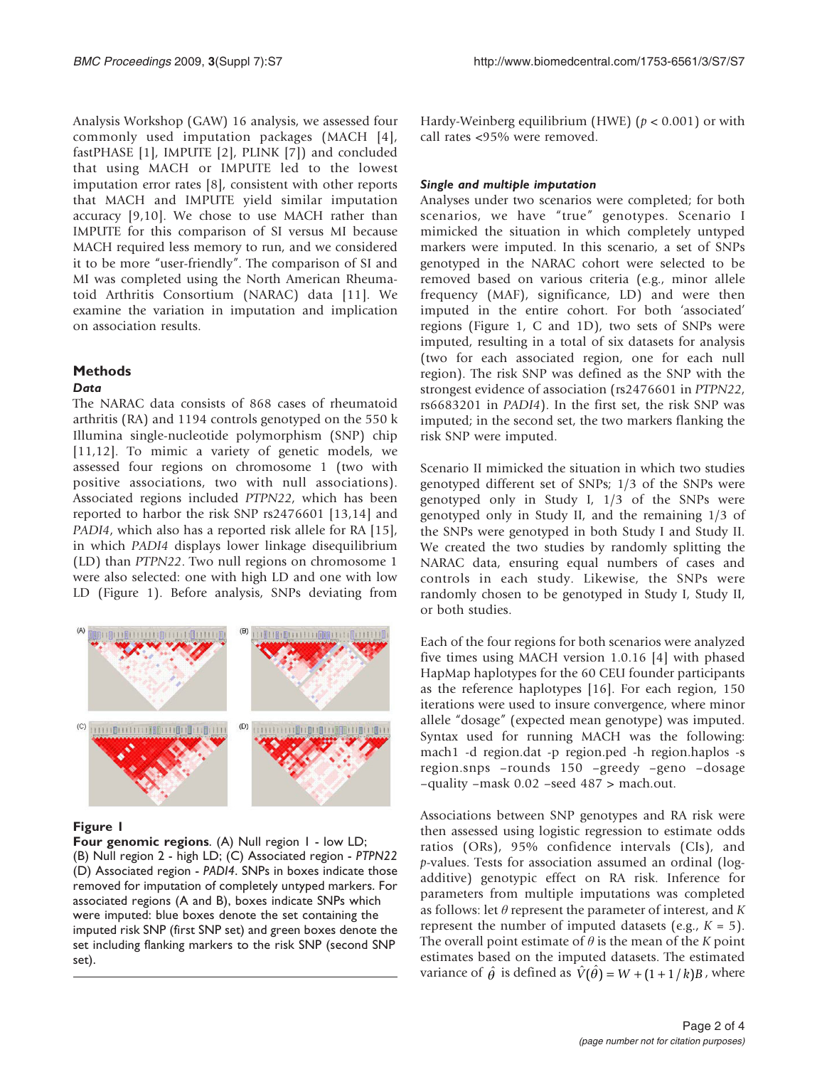Analysis Workshop (GAW) 16 analysis, we assessed four commonly used imputation packages (MACH [4], fastPHASE [1], IMPUTE [2], PLINK [7]) and concluded that using MACH or IMPUTE led to the lowest imputation error rates [8], consistent with other reports that MACH and IMPUTE yield similar imputation accuracy [9,10]. We chose to use MACH rather than IMPUTE for this comparison of SI versus MI because MACH required less memory to run, and we considered it to be more "user-friendly". The comparison of SI and MI was completed using the North American Rheumatoid Arthritis Consortium (NARAC) data [11]. We examine the variation in imputation and implication on association results.

## Methods

### Data

The NARAC data consists of 868 cases of rheumatoid arthritis (RA) and 1194 controls genotyped on the 550 k Illumina single-nucleotide polymorphism (SNP) chip [11,12]. To mimic a variety of genetic models, we assessed four regions on chromosome 1 (two with positive associations, two with null associations). Associated regions included *PTPN22*, which has been reported to harbor the risk SNP rs2476601 [13,14] and *PADI4*, which also has a reported risk allele for RA [15], in which *PADI4* displays lower linkage disequilibrium (LD) than *PTPN22*. Two null regions on chromosome 1 were also selected: one with high LD and one with low LD (Figure 1). Before analysis, SNPs deviating from Hardy-Weinberg equilibrium (HWE) ($p < 0.001$) or with call rates <95% were removed.

**Figure 1**

**Four genomic regions**. (A) Null region 1 - low LD; (B) Null region 2 - high LD; (C) Associated region - *PTPN22* (D) Associated region - *PADI4*. SNPs in boxes indicate those removed for imputation of completely untyped markers. For associated regions (A and B), boxes indicate SNPs which were imputed: blue boxes denote the set containing the imputed risk SNP (first SNP set) and green boxes denote the set including flanking markers to the risk SNP (second SNP set).

### Single and multiple imputation

Analyses under two scenarios were completed; for both scenarios, we have "true" genotypes. Scenario I mimicked the situation in which completely untyped markers were imputed. In this scenario, a set of SNPs genotyped in the NARAC cohort were selected to be removed based on various criteria (e.g., minor allele frequency (MAF), significance, LD) and were then imputed in the entire cohort. For both 'associated' regions (Figure 1, C and 1D), two sets of SNPs were imputed, resulting in a total of six datasets for analysis (two for each associated region, one for each null region). The risk SNP was defined as the SNP with the strongest evidence of association (rs2476601 in *PTPN22*, rs6683201 in *PADI4*). In the first set, the risk SNP was imputed; in the second set, the two markers flanking the risk SNP were imputed.

Scenario II mimicked the situation in which two studies genotyped different set of SNPs; 1/3 of the SNPs were genotyped only in Study I, 1/3 of the SNPs were genotyped only in Study II, and the remaining 1/3 of the SNPs were genotyped in both Study I and Study II. We created the two studies by randomly splitting the NARAC data, ensuring equal numbers of cases and controls in each study. Likewise, the SNPs were randomly chosen to be genotyped in Study I, Study II, or both studies.

Each of the four regions for both scenarios were analyzed five times using MACH version 1.0.16 [4] with phased HapMap haplotypes for the 60 CEU founder participants as the reference haplotypes [16]. For each region, 150 iterations were used to insure convergence, where minor allele "dosage" (expected mean genotype) was imputed. Syntax used for running MACH was the following: mach1 -d region.dat -p region.ped -h region.haplos -s region.snps –rounds 150 –greedy –geno –dosage –quality –mask 0.02 –seed 487 > mach.out.

Associations between SNP genotypes and RA risk were then assessed using logistic regression to estimate odds ratios (ORs), 95% confidence intervals (CIs), and *p*-values. Tests for association assumed an ordinal (log-additive) genotypic effect on RA risk. Inference for parameters from multiple imputations was completed as follows: let $\theta$ represent the parameter of interest, and $K$ represent the number of imputed datasets (e.g., $K = 5$). The overall point estimate of $\theta$ is the mean of the $K$ point estimates based on the imputed datasets. The estimated variance of $\hat{\theta}$ is defined as $\hat{V}(\hat{\theta}) = W + (1 + 1/k)B$, where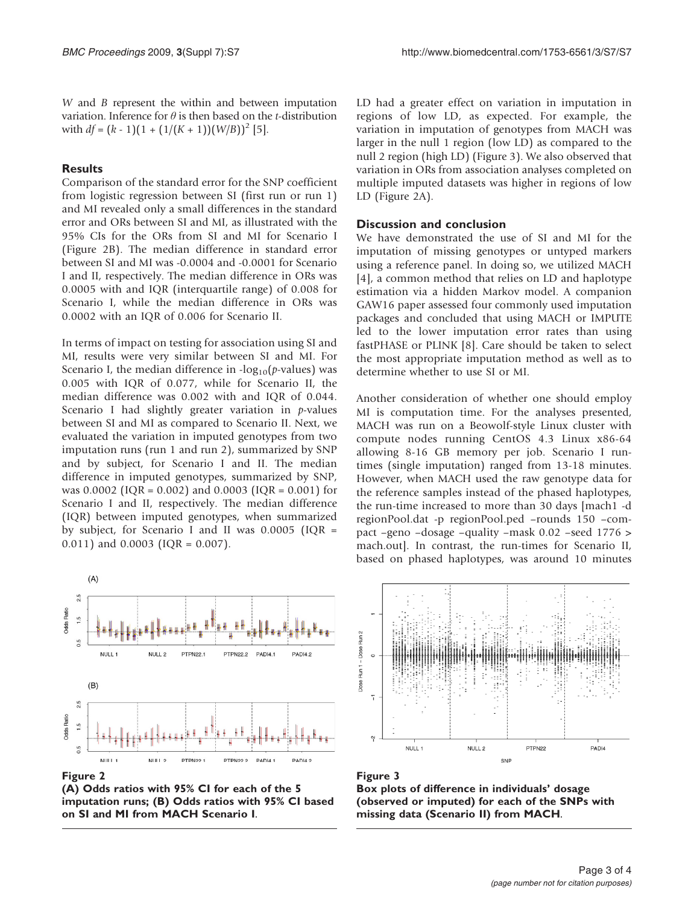$W$ and $B$ represent the within and between imputation variation. Inference for $\theta$ is then based on the $t$-distribution with $df = (k - 1)(1 + (1/(K + 1))(W/B))^2$ [5].

## Results

Comparison of the standard error for the SNP coefficient from logistic regression between SI (first run or run 1) and MI revealed only a small differences in the standard error and ORs between SI and MI, as illustrated with the 95% CIs for the ORs from SI and MI for Scenario I (Figure 2B). The median difference in standard error between SI and MI was -0.0004 and -0.0001 for Scenario I and II, respectively. The median difference in ORs was 0.0005 with and IQR (interquartile range) of 0.008 for Scenario I, while the median difference in ORs was 0.0002 with an IQR of 0.006 for Scenario II.

In terms of impact on testing for association using SI and MI, results were very similar between SI and MI. For Scenario I, the median difference in $-\log_{10}(p\text{-values})$ was 0.005 with IQR of 0.077, while for Scenario II, the median difference was 0.002 with and IQR of 0.044. Scenario I had slightly greater variation in $p$-values between SI and MI as compared to Scenario II. Next, we evaluated the variation in imputed genotypes from two imputation runs (run 1 and run 2), summarized by SNP and by subject, for Scenario I and II. The median difference in imputed genotypes, summarized by SNP, was 0.0002 (IQR = 0.002) and 0.0003 (IQR = 0.001) for Scenario I and II, respectively. The median difference (IQR) between imputed genotypes, when summarized by subject, for Scenario I and II was 0.0005 (IQR = 0.011) and 0.0003 (IQR = 0.007).

LD had a greater effect on variation in imputation in regions of low LD, as expected. For example, the variation in imputation of genotypes from MACH was larger in the null 1 region (low LD) as compared to the null 2 region (high LD) (Figure 3). We also observed that variation in ORs from association analyses completed on multiple imputed datasets was higher in regions of low LD (Figure 2A).

## Discussion and conclusion

We have demonstrated the use of SI and MI for the imputation of missing genotypes or untyped markers using a reference panel. In doing so, we utilized MACH [4], a common method that relies on LD and haplotype estimation via a hidden Markov model. A companion GAW16 paper assessed four commonly used imputation packages and concluded that using MACH or IMPUTE led to the lower imputation error rates than using fastPHASE or PLINK [8]. Care should be taken to select the most appropriate imputation method as well as to determine whether to use SI or MI.

Another consideration of whether one should employ MI is computation time. For the analyses presented, MACH was run on a Beowolf-style Linux cluster with compute nodes running CentOS 4.3 Linux x86-64 allowing 8-16 GB memory per job. Scenario I run-times (single imputation) ranged from 13-18 minutes. However, when MACH used the raw genotype data for the reference samples instead of the phased haplotypes, the run-time increased to more than 30 days [mach1 -d regionPool.dat -p regionPool.ped –rounds 150 –compact –geno –dosage –quality –mask 0.02 –seed 1776 > mach.out]. In contrast, the run-times for Scenario II, based on phased haplotypes, was around 10 minutes

**Figure 2**
**(A) Odds ratios with 95% CI for each of the 5 imputation runs; (B) Odds ratios with 95% CI based on SI and MI from MACH Scenario I.**

**Figure 3**
**Box plots of difference in individuals' dosage (observed or imputed) for each of the SNPs with missing data (Scenario II) from MACH.**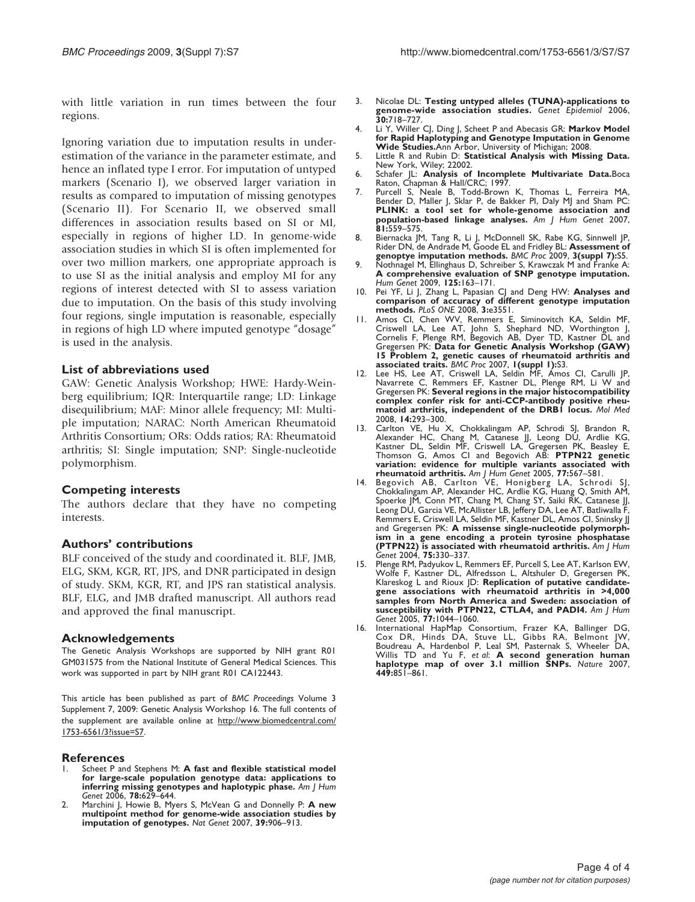with little variation in run times between the four regions.

Ignoring variation due to imputation results in underestimation of the variance in the parameter estimate, and hence an inflated type I error. For imputation of untyped markers (Scenario I), we observed larger variation in results as compared to imputation of missing genotypes (Scenario II). For Scenario II, we observed small differences in association results based on SI or MI, especially in regions of higher LD. In genome-wide association studies in which SI is often implemented for over two million markers, one appropriate approach is to use SI as the initial analysis and employ MI for any regions of interest detected with SI to assess variation due to imputation. On the basis of this study involving four regions, single imputation is reasonable, especially in regions of high LD where imputed genotype "dosage" is used in the analysis.

### List of abbreviations used

GAW: Genetic Analysis Workshop; HWE: Hardy-Weinberg equilibrium; IQR: Interquartile range; LD: Linkage disequilibrium; MAF: Minor allele frequency; MI: Multiple imputation; NARAC: North American Rheumatoid Arthritis Consortium; ORs: Odds ratios; RA: Rheumatoid arthritis; SI: Single imputation; SNP: Single-nucleotide polymorphism.

### Competing interests

The authors declare that they have no competing interests.

### Authors' contributions

BLF conceived of the study and coordinated it. BLF, JMB, ELG, SKM, KGR, RT, JPS, and DNR participated in design of study. SKM, KGR, RT, and JPS ran statistical analysis. BLF, ELG, and JMB drafted manuscript. All authors read and approved the final manuscript.

### Acknowledgements

The Genetic Analysis Workshops are supported by NIH grant R01 GM031575 from the National Institute of General Medical Sciences. This work was supported in part by NIH grant R01 CA122443.

This article has been published as part of *BMC Proceedings* Volume 3 Supplement 7, 2009: Genetic Analysis Workshop 16. The full contents of the supplement are available online at http://www.biomedcentral.com/1753-6561/3?issue=S7.

### References

1. Scheet P and Stephens M: **A fast and flexible statistical model for large-scale population genotype data: applications to inferring missing genotypes and haplotypic phase.** *Am J Hum Genet* 2006, **78:**629–644.
2. Marchini J, Howie B, Myers S, McVean G and Donnelly P: **A new multipoint method for genome-wide association studies by imputation of genotypes.** *Nat Genet* 2007, **39:**906–913.
3. Nicolae DL: **Testing untyped alleles (TUNA)-applications to genome-wide association studies.** *Genet Epidemiol* 2006, **30:**718–727.
4. Li Y, Willer CJ, Ding J, Scheet P and Abecasis GR: **Markov Model for Rapid Haplotyping and Genotype Imputation in Genome Wide Studies.** Ann Arbor, University of Michigan; 2008.
5. Little R and Rubin D: **Statistical Analysis with Missing Data.** New York, Wiley; 22002.
6. Schafer JL: **Analysis of Incomplete Multivariate Data.** Boca Raton, Chapman & Hall/CRC; 1997.
7. Purcell S, Neale B, Todd-Brown K, Thomas L, Ferreira MA, Bender D, Maller J, Sklar P, de Bakker PI, Daly MJ and Sham PC: **PLINK: a tool set for whole-genome association and population-based linkage analyses.** *Am J Hum Genet* 2007, **81:**559–575.
8. Biernacka JM, Tang R, Li J, McDonnell SK, Rabe KG, Sinnwell JP, Rider DN, de Andrade M, Goode EL and Fridley BL: **Assessment of genotype imputation methods.** *BMC Proc* 2009, **3(suppl 7):**S5.
9. Nothnagel M, Ellinghaus D, Schreiber S, Krawczak M and Franke A: **A comprehensive evaluation of SNP genotype imputation.** *Hum Genet* 2009, **125:**163–171.
10. Pei YF, Li J, Zhang L, Papasian CJ and Deng HW: **Analyses and comparison of accuracy of different genotype imputation methods.** *PLoS ONE* 2008, **3:**e3551.
11. Amos CI, Chen WV, Remmers E, Siminovitch KA, Seldin MF, Criswell LA, Lee AT, John S, Shephard ND, Worthington J, Cornelis F, Plenge RM, Begovich AB, Dyer TD, Kastner DL and Gregersen PK: **Data for Genetic Analysis Workshop (GAW) 15 Problem 2, genetic causes of rheumatoid arthritis and associated traits.** *BMC Proc* 2007, **1(suppl 1):**S3.
12. Lee HS, Lee AT, Criswell LA, Seldin MF, Amos CI, Carulli JP, Navarrete C, Remmers EF, Kastner DL, Plenge RM, Li W and Gregersen PK: **Several regions in the major histocompatibility complex confer risk for anti-CCP-antibody positive rheumatoid arthritis, independent of the DRB1 locus.** *Mol Med* 2008, **14:**293–300.
13. Carlton VE, Hu X, Chokkalingam AP, Schrodi SJ, Brandon R, Alexander HC, Chang M, Catanese JJ, Leong DU, Ardlie KG, Kastner DL, Seldin MF, Criswell LA, Gregersen PK, Beasley E, Thomson G, Amos CI and Begovich AB: **PTPN22 genetic variation: evidence for multiple variants associated with rheumatoid arthritis.** *Am J Hum Genet* 2005, **77:**567–581.
14. Begovich AB, Carlton VE, Honigberg LA, Schrodi SJ, Chokkalingam AP, Alexander HC, Ardlie KG, Huang Q, Smith AM, Spoerke JM, Conn MT, Chang M, Chang SY, Saiki RK, Catanese JJ, Leong DU, Garcia VE, McAllister LB, Jeffery DA, Lee AT, Batliwalla F, Remmers E, Criswell LA, Seldin MF, Kastner DL, Amos CI, Sninsky JJ and Gregersen PK: **A missense single-nucleotide polymorphism in a gene encoding a protein tyrosine phosphatase (PTPN22) is associated with rheumatoid arthritis.** *Am J Hum Genet* 2004, **75:**330–337.
15. Plenge RM, Padyukov L, Remmers EF, Purcell S, Lee AT, Karlson EW, Wolfe F, Kastner DL, Alfredsson L, Altshuler D, Gregersen PK, Klareskog L and Rioux JD: **Replication of putative candidate-gene associations with rheumatoid arthritis in >4,000 samples from North America and Sweden: association of susceptibility with PTPN22, CTLA4, and PADI4.** *Am J Hum Genet* 2005, **77:**1044–1060.
16. International HapMap Consortium, Frazer KA, Ballinger DG, Cox DR, Hinds DA, Stuve LL, Gibbs RA, Belmont JW, Boudreau A, Hardenbol P, Leal SM, Pasternak S, Wheeler DA, Willis TD and Yu F, *et al*: **A second generation human haplotype map of over 3.1 million SNPs.** *Nature* 2007, **449:**851–861.